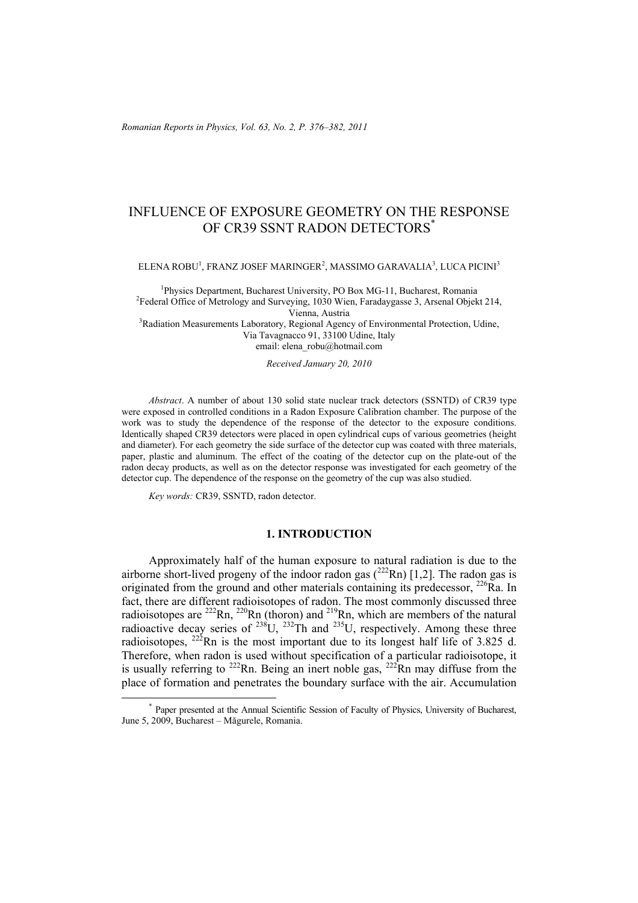# INFLUENCE OF EXPOSURE GEOMETRY ON THE RESPONSE OF CR39 SSNT RADON DETECTORS*

ELENA ROBU[1], FRANZ JOSEF MARINGER[2], MASSIMO GARAVALIA[3], LUCA PICINI[3]

[1]Physics Department, Bucharest University, PO Box MG-11, Bucharest, Romania
[2]Federal Office of Metrology and Surveying, 1030 Wien, Faradaygasse 3, Arsenal Objekt 214, Vienna, Austria
[3]Radiation Measurements Laboratory, Regional Agency of Environmental Protection, Udine, Via Tavagnacco 91, 33100 Udine, Italy
email: elena_robu@hotmail.com

*Received January 20, 2010*

*Abstract*. A number of about 130 solid state nuclear track detectors (SSNTD) of CR39 type were exposed in controlled conditions in a Radon Exposure Calibration chamber. The purpose of the work was to study the dependence of the response of the detector to the exposure conditions. Identically shaped CR39 detectors were placed in open cylindrical cups of various geometries (height and diameter). For each geometry the side surface of the detector cup was coated with three materials, paper, plastic and aluminum. The effect of the coating of the detector cup on the plate-out of the radon decay products, as well as on the detector response was investigated for each geometry of the detector cup. The dependence of the response on the geometry of the cup was also studied.

*Key words:* CR39, SSNTD, radon detector.

## 1. INTRODUCTION

Approximately half of the human exposure to natural radiation is due to the airborne short-lived progeny of the indoor radon gas ($^{222}$Rn) [1,2]. The radon gas is originated from the ground and other materials containing its predecessor, $^{226}$Ra. In fact, there are different radioisotopes of radon. The most commonly discussed three radioisotopes are $^{222}$Rn, $^{220}$Rn (thoron) and $^{219}$Rn, which are members of the natural radioactive decay series of $^{238}$U, $^{232}$Th and $^{235}$U, respectively. Among these three radioisotopes, $^{222}$Rn is the most important due to its longest half life of 3.825 d. Therefore, when radon is used without specification of a particular radioisotope, it is usually referring to $^{222}$Rn. Being an inert noble gas, $^{222}$Rn may diffuse from the place of formation and penetrates the boundary surface with the air. Accumulation

* Paper presented at the Annual Scientific Session of Faculty of Physics, University of Bucharest, June 5, 2009, Bucharest – Măgurele, Romania.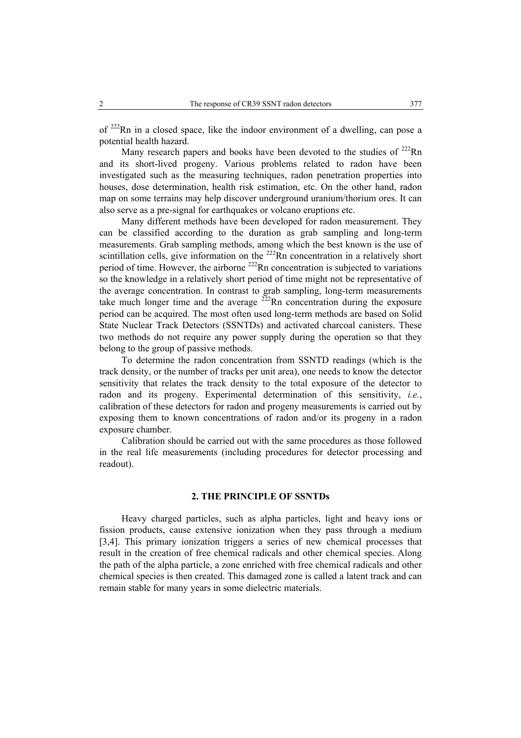of $^{222}$Rn in a closed space, like the indoor environment of a dwelling, can pose a potential health hazard.

Many research papers and books have been devoted to the studies of $^{222}$Rn and its short-lived progeny. Various problems related to radon have been investigated such as the measuring techniques, radon penetration properties into houses, dose determination, health risk estimation, etc. On the other hand, radon map on some terrains may help discover underground uranium/thorium ores. It can also serve as a pre-signal for earthquakes or volcano eruptions etc.

Many different methods have been developed for radon measurement. They can be classified according to the duration as grab sampling and long-term measurements. Grab sampling methods, among which the best known is the use of scintillation cells, give information on the $^{222}$Rn concentration in a relatively short period of time. However, the airborne $^{222}$Rn concentration is subjected to variations so the knowledge in a relatively short period of time might not be representative of the average concentration. In contrast to grab sampling, long-term measurements take much longer time and the average $^{222}$Rn concentration during the exposure period can be acquired. The most often used long-term methods are based on Solid State Nuclear Track Detectors (SSNTDs) and activated charcoal canisters. These two methods do not require any power supply during the operation so that they belong to the group of passive methods.

To determine the radon concentration from SSNTD readings (which is the track density, or the number of tracks per unit area), one needs to know the detector sensitivity that relates the track density to the total exposure of the detector to radon and its progeny. Experimental determination of this sensitivity, *i.e.*, calibration of these detectors for radon and progeny measurements is carried out by exposing them to known concentrations of radon and/or its progeny in a radon exposure chamber.

Calibration should be carried out with the same procedures as those followed in the real life measurements (including procedures for detector processing and readout).

## 2. THE PRINCIPLE OF SSNTDs

Heavy charged particles, such as alpha particles, light and heavy ions or fission products, cause extensive ionization when they pass through a medium [3,4]. This primary ionization triggers a series of new chemical processes that result in the creation of free chemical radicals and other chemical species. Along the path of the alpha particle, a zone enriched with free chemical radicals and other chemical species is then created. This damaged zone is called a latent track and can remain stable for many years in some dielectric materials.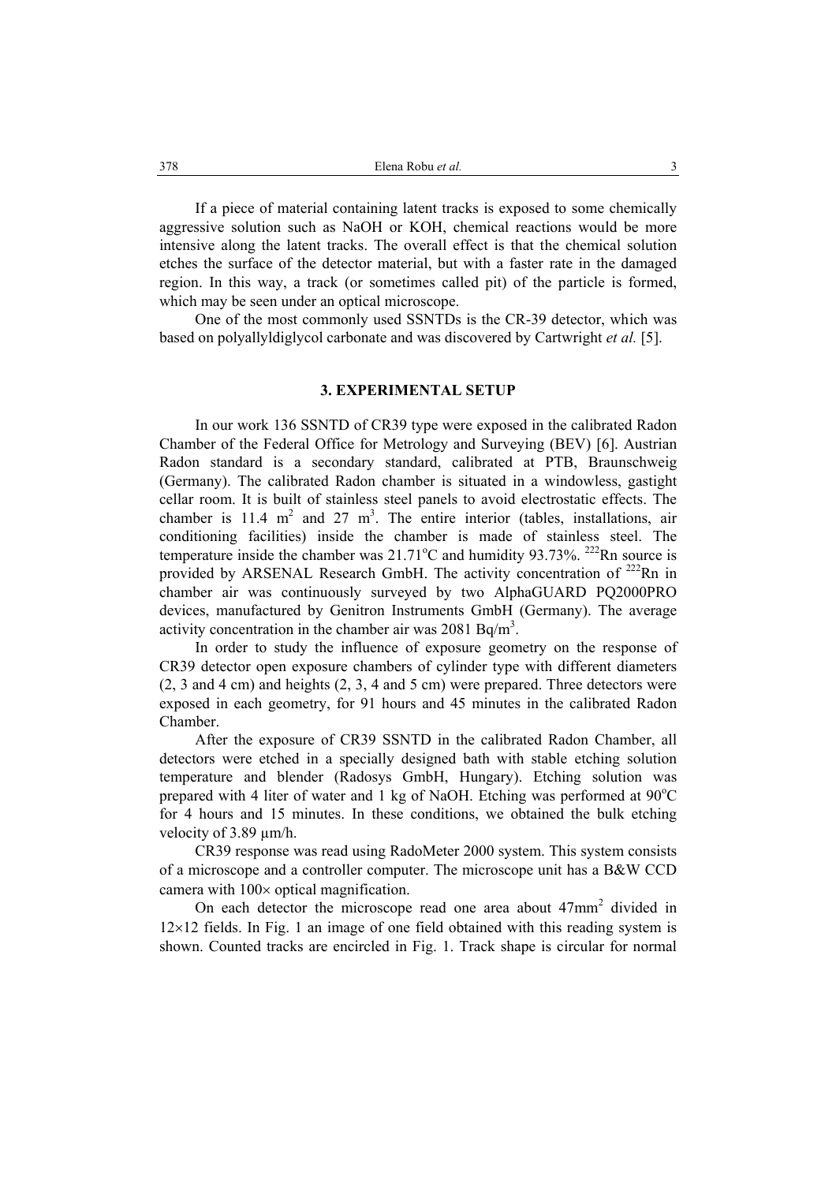If a piece of material containing latent tracks is exposed to some chemically aggressive solution such as NaOH or KOH, chemical reactions would be more intensive along the latent tracks. The overall effect is that the chemical solution etches the surface of the detector material, but with a faster rate in the damaged region. In this way, a track (or sometimes called pit) of the particle is formed, which may be seen under an optical microscope.

One of the most commonly used SSNTDs is the CR-39 detector, which was based on polyallyldiglycol carbonate and was discovered by Cartwright *et al.* [5].

## 3. EXPERIMENTAL SETUP

In our work 136 SSNTD of CR39 type were exposed in the calibrated Radon Chamber of the Federal Office for Metrology and Surveying (BEV) [6]. Austrian Radon standard is a secondary standard, calibrated at PTB, Braunschweig (Germany). The calibrated Radon chamber is situated in a windowless, gastight cellar room. It is built of stainless steel panels to avoid electrostatic effects. The chamber is 11.4 $m^2$ and 27 $m^3$. The entire interior (tables, installations, air conditioning facilities) inside the chamber is made of stainless steel. The temperature inside the chamber was 21.71°C and humidity 93.73%. $^{222}$Rn source is provided by ARSENAL Research GmbH. The activity concentration of $^{222}$Rn in chamber air was continuously surveyed by two AlphaGUARD PQ2000PRO devices, manufactured by Genitron Instruments GmbH (Germany). The average activity concentration in the chamber air was 2081 Bq/$m^3$.

In order to study the influence of exposure geometry on the response of CR39 detector open exposure chambers of cylinder type with different diameters (2, 3 and 4 cm) and heights (2, 3, 4 and 5 cm) were prepared. Three detectors were exposed in each geometry, for 91 hours and 45 minutes in the calibrated Radon Chamber.

After the exposure of CR39 SSNTD in the calibrated Radon Chamber, all detectors were etched in a specially designed bath with stable etching solution temperature and blender (Radosys GmbH, Hungary). Etching solution was prepared with 4 liter of water and 1 kg of NaOH. Etching was performed at 90°C for 4 hours and 15 minutes. In these conditions, we obtained the bulk etching velocity of 3.89 μm/h.

CR39 response was read using RadoMeter 2000 system. This system consists of a microscope and a controller computer. The microscope unit has a B&W CCD camera with 100× optical magnification.

On each detector the microscope read one area about 47mm$^2$ divided in 12×12 fields. In Fig. 1 an image of one field obtained with this reading system is shown. Counted tracks are encircled in Fig. 1. Track shape is circular for normal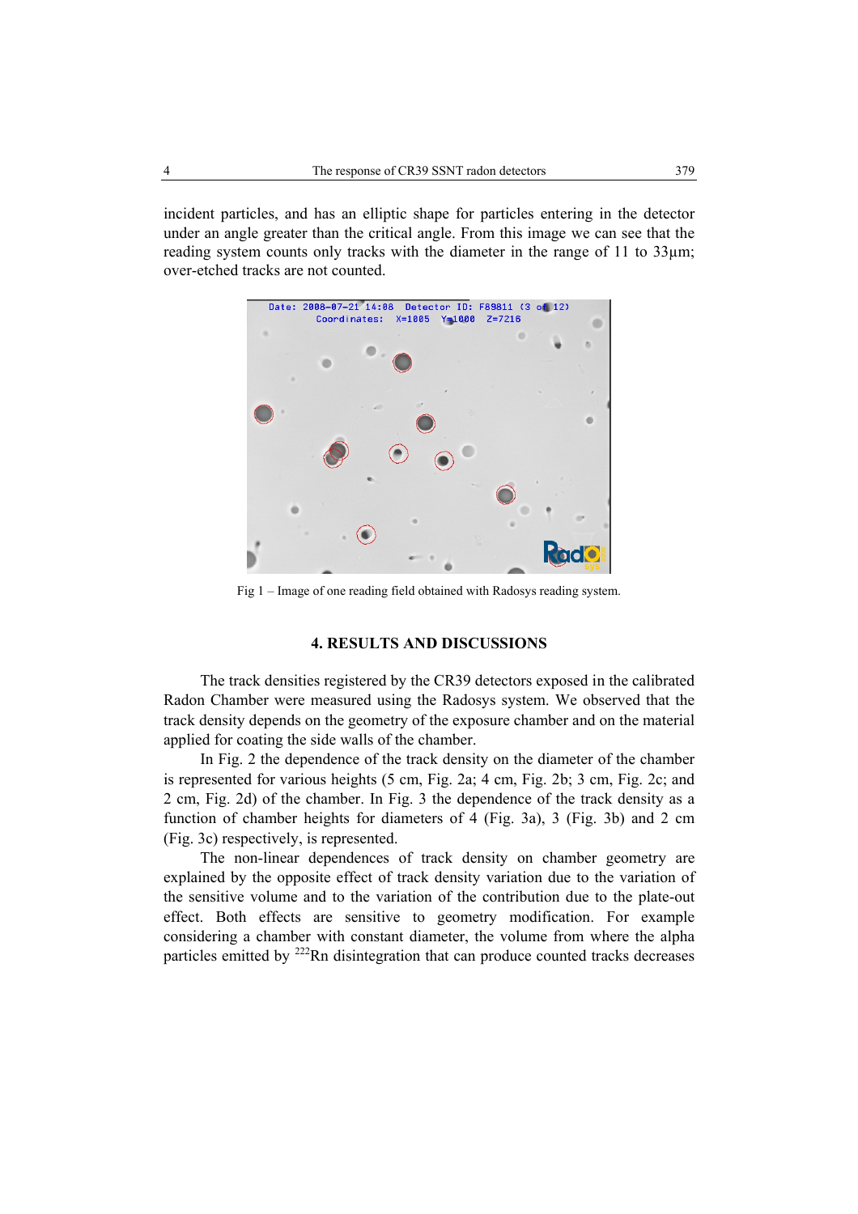incident particles, and has an elliptic shape for particles entering in the detector under an angle greater than the critical angle. From this image we can see that the reading system counts only tracks with the diameter in the range of 11 to 33μm; over-etched tracks are not counted.

Fig 1 – Image of one reading field obtained with Radosys reading system.

## 4. RESULTS AND DISCUSSIONS

The track densities registered by the CR39 detectors exposed in the calibrated Radon Chamber were measured using the Radosys system. We observed that the track density depends on the geometry of the exposure chamber and on the material applied for coating the side walls of the chamber.

In Fig. 2 the dependence of the track density on the diameter of the chamber is represented for various heights (5 cm, Fig. 2a; 4 cm, Fig. 2b; 3 cm, Fig. 2c; and 2 cm, Fig. 2d) of the chamber. In Fig. 3 the dependence of the track density as a function of chamber heights for diameters of 4 (Fig. 3a), 3 (Fig. 3b) and 2 cm (Fig. 3c) respectively, is represented.

The non-linear dependences of track density on chamber geometry are explained by the opposite effect of track density variation due to the variation of the sensitive volume and to the variation of the contribution due to the plate-out effect. Both effects are sensitive to geometry modification. For example considering a chamber with constant diameter, the volume from where the alpha particles emitted by $^{222}$Rn disintegration that can produce counted tracks decreases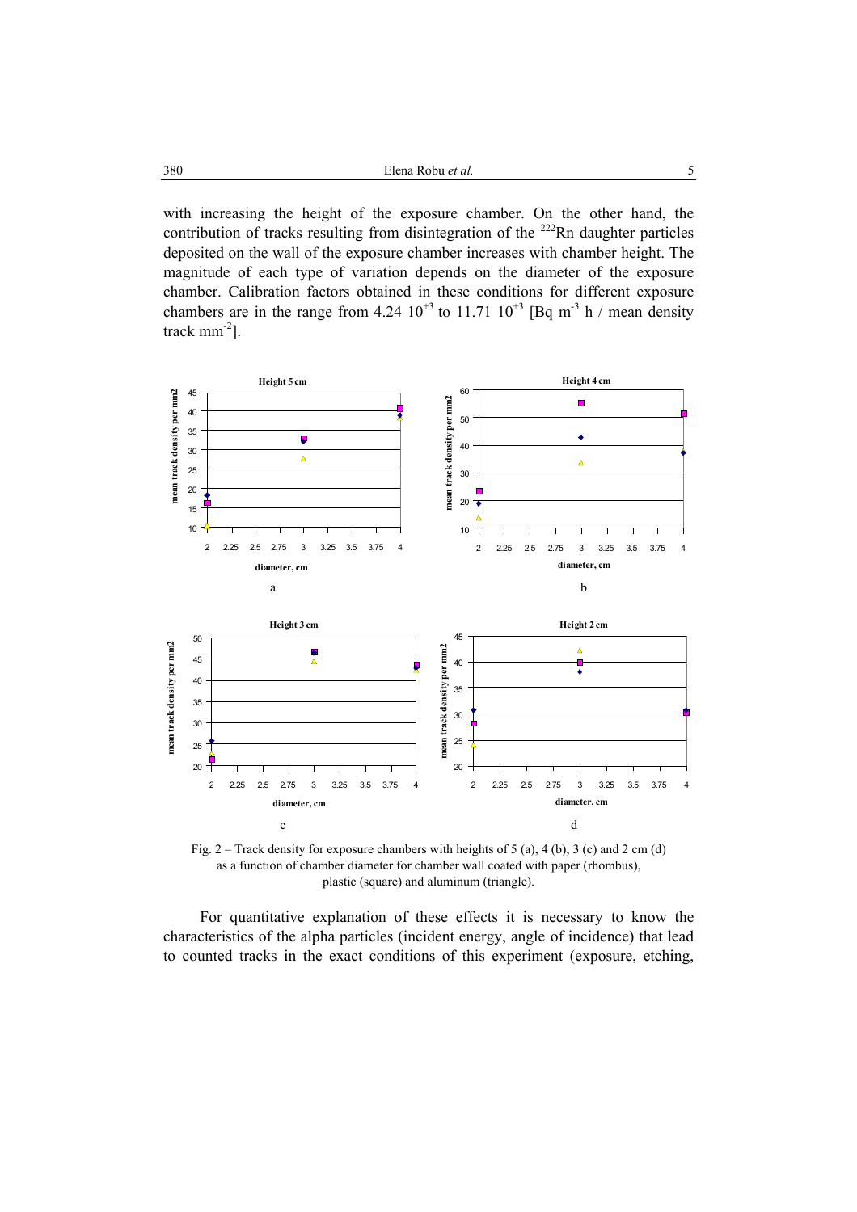with increasing the height of the exposure chamber. On the other hand, the contribution of tracks resulting from disintegration of the $^{222}$Rn daughter particles deposited on the wall of the exposure chamber increases with chamber height. The magnitude of each type of variation depends on the diameter of the exposure chamber. Calibration factors obtained in these conditions for different exposure chambers are in the range from 4.24 $10^{+3}$ to 11.71 $10^{+3}$ [Bq m$^{-3}$ h / mean density track mm$^{-2}$].

Height 5 cm

mean track density per mm2

45
40
35
30
25
20
15
10

2 2.25 2.5 2.75 3 3.25 3.5 3.75 4

diameter, cm

a

Height 4 cm

mean track density per mm2

60
50
40
30
20
10

2 2.25 2.5 2.75 3 3.25 3.5 3.75 4

diameter, cm

b

Height 3 cm

mean track density per mm2

50
45
40
35
30
25
20

2 2.25 2.5 2.75 3 3.25 3.5 3.75 4

diameter, cm

c

Height 2 cm

mean track density per mm2

45
40
35
30
25
20

2 2.25 2.5 2.75 3 3.25 3.5 3.75 4

diameter, cm

d

Fig. 2 – Track density for exposure chambers with heights of 5 (a), 4 (b), 3 (c) and 2 cm (d) as a function of chamber diameter for chamber wall coated with paper (rhombus), plastic (square) and aluminum (triangle).

For quantitative explanation of these effects it is necessary to know the characteristics of the alpha particles (incident energy, angle of incidence) that lead to counted tracks in the exact conditions of this experiment (exposure, etching,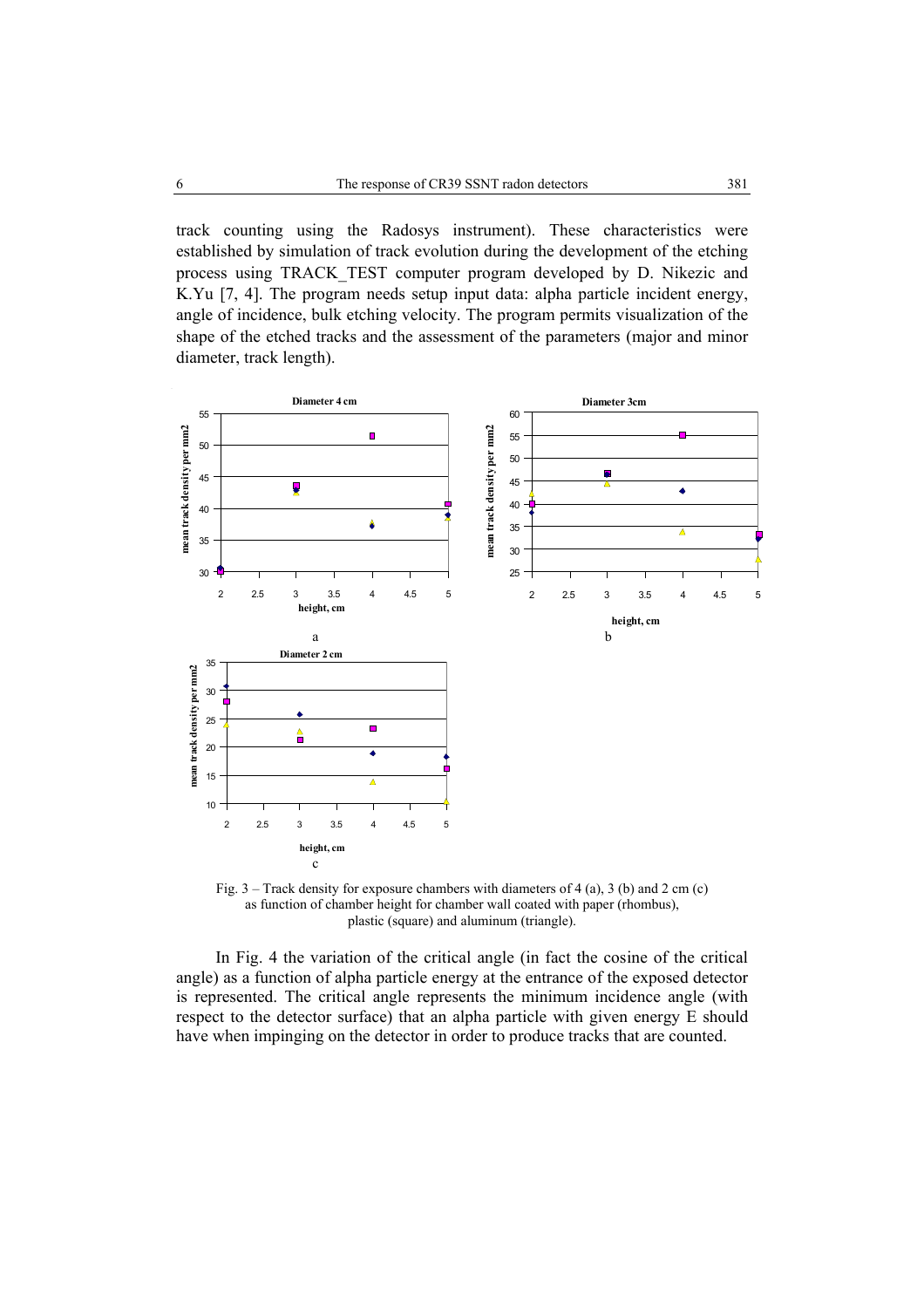track counting using the Radosys instrument). These characteristics were established by simulation of track evolution during the development of the etching process using TRACK_TEST computer program developed by D. Nikezic and K.Yu [7, 4]. The program needs setup input data: alpha particle incident energy, angle of incidence, bulk etching velocity. The program permits visualization of the shape of the etched tracks and the assessment of the parameters (major and minor diameter, track length).

Diameter 4 cm

mean track density per mm2

55
50
45
40
35
30

2 2.5 3 3.5 4 4.5 5

height, cm

a

Diameter 3cm

mean track density per mm2

60
55
50
45
40
35
30
25

2 2.5 3 3.5 4 4.5 5

height, cm

b

Diameter 2 cm

mean track density per mm2

35
30
25
20
15
10

2 2.5 3 3.5 4 4.5 5

height, cm

c

Fig. 3 – Track density for exposure chambers with diameters of 4 (a), 3 (b) and 2 cm (c) as function of chamber height for chamber wall coated with paper (rhombus), plastic (square) and aluminum (triangle).

In Fig. 4 the variation of the critical angle (in fact the cosine of the critical angle) as a function of alpha particle energy at the entrance of the exposed detector is represented. The critical angle represents the minimum incidence angle (with respect to the detector surface) that an alpha particle with given energy E should have when impinging on the detector in order to produce tracks that are counted.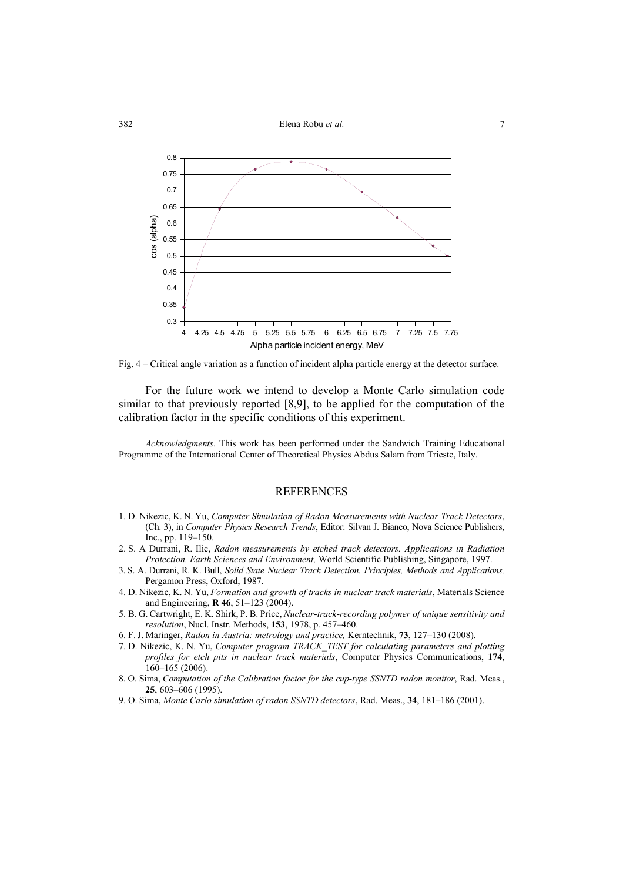0.8
0.75
0.7
0.65
0.6
0.55
0.5
0.45
0.4
0.35
0.3

cos (alpha)

4 4.25 4.5 4.75 5 5.25 5.5 5.75 6 6.25 6.5 6.75 7 7.25 7.5 7.75

Alpha particle incident energy, MeV

Fig. 4 – Critical angle variation as a function of incident alpha particle energy at the detector surface.

For the future work we intend to develop a Monte Carlo simulation code similar to that previously reported [8,9], to be applied for the computation of the calibration factor in the specific conditions of this experiment.

*Acknowledgments*. This work has been performed under the Sandwich Training Educational Programme of the International Center of Theoretical Physics Abdus Salam from Trieste, Italy.

## REFERENCES

1. D. Nikezic, K. N. Yu, *Computer Simulation of Radon Measurements with Nuclear Track Detectors*, (Ch. 3), in *Computer Physics Research Trends*, Editor: Silvan J. Bianco, Nova Science Publishers, Inc., pp. 119–150.
2. S. A Durrani, R. Ilic, *Radon measurements by etched track detectors. Applications in Radiation Protection, Earth Sciences and Environment,* World Scientific Publishing, Singapore, 1997.
3. S. A. Durrani, R. K. Bull, *Solid State Nuclear Track Detection. Principles, Methods and Applications,* Pergamon Press, Oxford, 1987.
4. D. Nikezic, K. N. Yu, *Formation and growth of tracks in nuclear track materials*, Materials Science and Engineering, **R 46**, 51–123 (2004).
5. B. G. Cartwright, E. K. Shirk, P. B. Price, *Nuclear-track-recording polymer of unique sensitivity and resolution*, Nucl. Instr. Methods, **153**, 1978, p. 457–460.
6. F. J. Maringer, *Radon in Austria: metrology and practice,* Kerntechnik, **73**, 127–130 (2008).
7. D. Nikezic, K. N. Yu, *Computer program TRACK_TEST for calculating parameters and plotting profiles for etch pits in nuclear track materials*, Computer Physics Communications, **174**, 160–165 (2006).
8. O. Sima, *Computation of the Calibration factor for the cup-type SSNTD radon monitor*, Rad. Meas., **25**, 603–606 (1995).
9. O. Sima, *Monte Carlo simulation of radon SSNTD detectors*, Rad. Meas., **34**, 181–186 (2001).